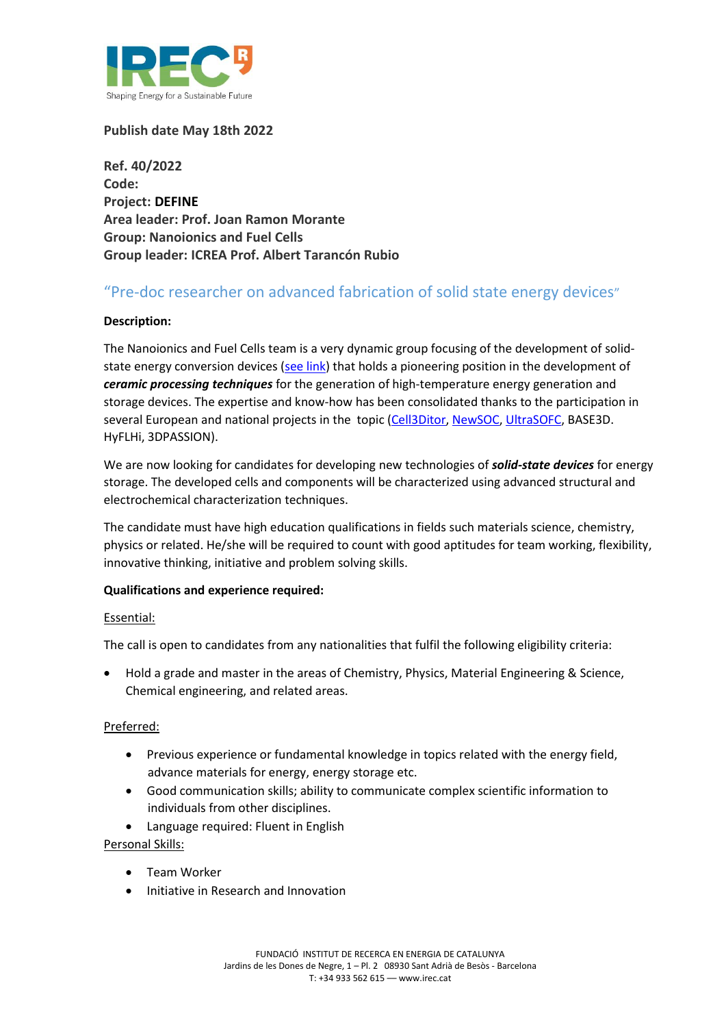IREC
Shaping Energy for a Sustainable Future

**Publish date May 18th 2022**

**Ref. 40/2022**
**Code:**
**Project: DEFINE**
**Area leader: Prof. Joan Ramon Morante**
**Group: Nanoionics and Fuel Cells**
**Group leader: ICREA Prof. Albert Tarancón Rubio**

## "Pre-doc researcher on advanced fabrication of solid state energy devices"

**Description:**

The Nanoionics and Fuel Cells team is a very dynamic group focusing of the development of solid-state energy conversion devices (see link) that holds a pioneering position in the development of ***ceramic processing techniques*** for the generation of high-temperature energy generation and storage devices. The expertise and know-how has been consolidated thanks to the participation in several European and national projects in the topic (Cell3Ditor, NewSOC, UltraSOFC, BASE3D. HyFLHi, 3DPASSION).

We are now looking for candidates for developing new technologies of ***solid-state devices*** for energy storage. The developed cells and components will be characterized using advanced structural and electrochemical characterization techniques.

The candidate must have high education qualifications in fields such materials science, chemistry, physics or related. He/she will be required to count with good aptitudes for team working, flexibility, innovative thinking, initiative and problem solving skills.

**Qualifications and experience required:**

Essential:

The call is open to candidates from any nationalities that fulfil the following eligibility criteria:

- Hold a grade and master in the areas of Chemistry, Physics, Material Engineering & Science, Chemical engineering, and related areas.

Preferred:

- Previous experience or fundamental knowledge in topics related with the energy field, advance materials for energy, energy storage etc.
- Good communication skills; ability to communicate complex scientific information to individuals from other disciplines.
- Language required: Fluent in English

Personal Skills:

- Team Worker
- Initiative in Research and Innovation

FUNDACIÓ INSTITUT DE RECERCA EN ENERGIA DE CATALUNYA
Jardins de les Dones de Negre, 1 – Pl. 2 08930 Sant Adrià de Besòs - Barcelona
T: +34 933 562 615 — www.irec.cat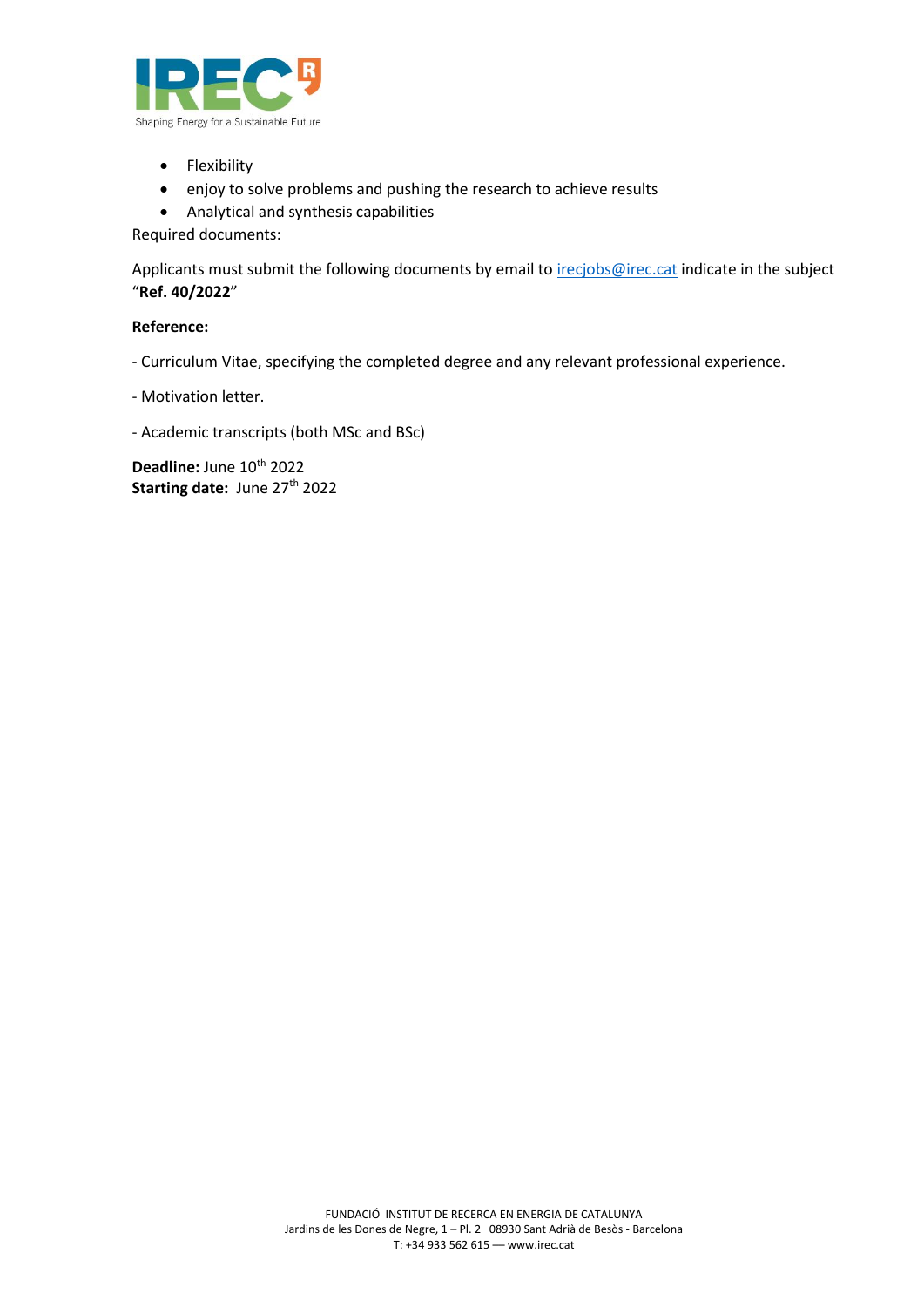- Flexibility
- enjoy to solve problems and pushing the research to achieve results
- Analytical and synthesis capabilities

Required documents:

Applicants must submit the following documents by email to irecjobs@irec.cat indicate in the subject "**Ref. 40/2022**"

**Reference:**

- Curriculum Vitae, specifying the completed degree and any relevant professional experience.

- Motivation letter.

- Academic transcripts (both MSc and BSc)

**Deadline:** June 10th 2022
**Starting date:** June 27th 2022